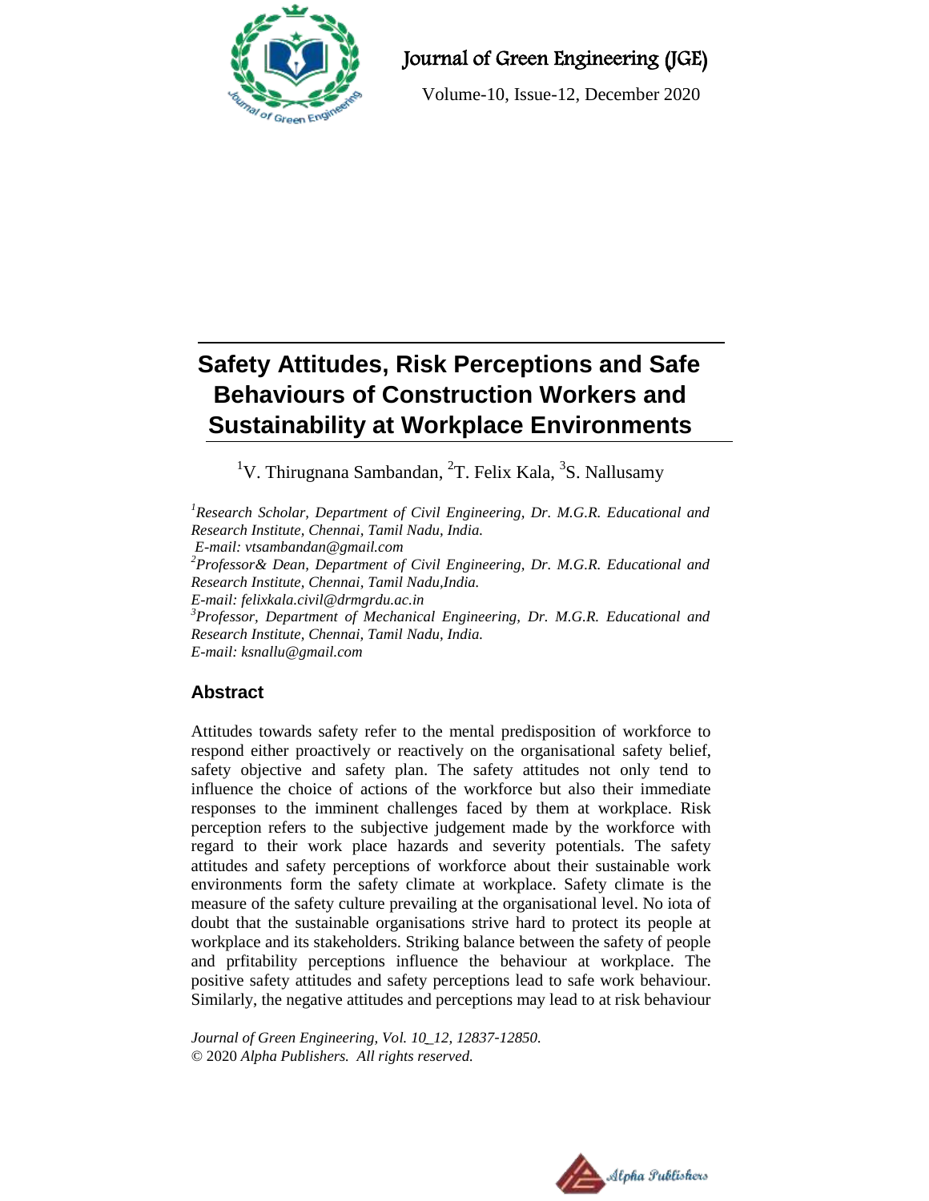# Safety Attitudes, Risk Perceptions and Safe Behaviours of Construction Workers and Sustainability at Workplace Environments

[1]V. Thirugnana Sambandan, [2]T. Felix Kala, [3]S. Nallusamy

*[1]Research Scholar, Department of Civil Engineering, Dr. M.G.R. Educational and Research Institute, Chennai, Tamil Nadu, India.*
*E-mail: vtsambandan@gmail.com*
*[2]Professor& Dean, Department of Civil Engineering, Dr. M.G.R. Educational and Research Institute, Chennai, Tamil Nadu,India.*
*E-mail: felixkala.civil@drmgrdu.ac.in*
*[3]Professor, Department of Mechanical Engineering, Dr. M.G.R. Educational and Research Institute, Chennai, Tamil Nadu, India.*
*E-mail: ksnallu@gmail.com*

## Abstract

Attitudes towards safety refer to the mental predisposition of workforce to respond either proactively or reactively on the organisational safety belief, safety objective and safety plan. The safety attitudes not only tend to influence the choice of actions of the workforce but also their immediate responses to the imminent challenges faced by them at workplace. Risk perception refers to the subjective judgement made by the workforce with regard to their work place hazards and severity potentials. The safety attitudes and safety perceptions of workforce about their sustainable work environments form the safety climate at workplace. Safety climate is the measure of the safety culture prevailing at the organisational level. No iota of doubt that the sustainable organisations strive hard to protect its people at workplace and its stakeholders. Striking balance between the safety of people and prfitability perceptions influence the behaviour at workplace. The positive safety attitudes and safety perceptions lead to safe work behaviour. Similarly, the negative attitudes and perceptions may lead to at risk behaviour

*Journal of Green Engineering, Vol. 10_12, 12837-12850.*
*© 2020 Alpha Publishers. All rights reserved.*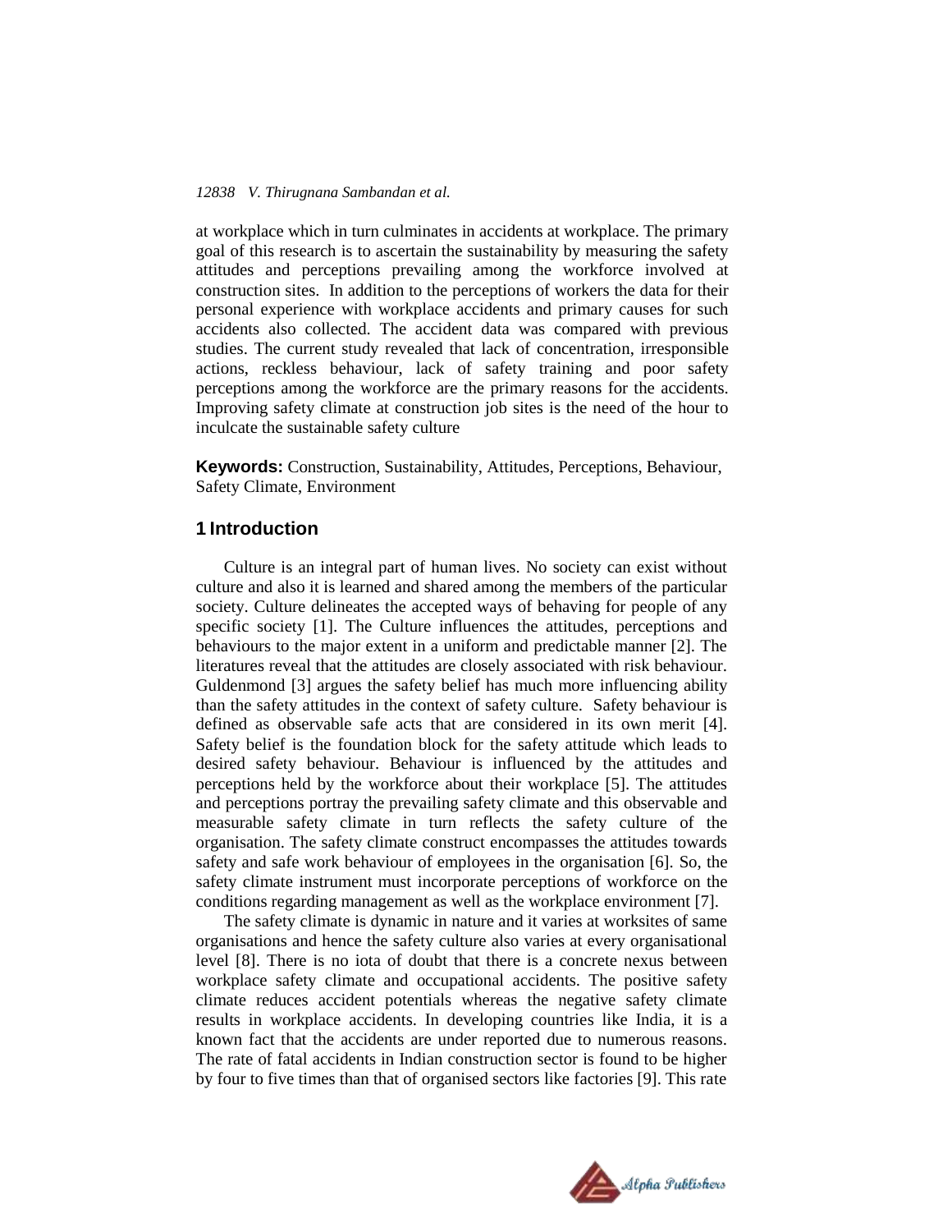at workplace which in turn culminates in accidents at workplace. The primary goal of this research is to ascertain the sustainability by measuring the safety attitudes and perceptions prevailing among the workforce involved at construction sites. In addition to the perceptions of workers the data for their personal experience with workplace accidents and primary causes for such accidents also collected. The accident data was compared with previous studies. The current study revealed that lack of concentration, irresponsible actions, reckless behaviour, lack of safety training and poor safety perceptions among the workforce are the primary reasons for the accidents. Improving safety climate at construction job sites is the need of the hour to inculcate the sustainable safety culture

**Keywords:** Construction, Sustainability, Attitudes, Perceptions, Behaviour, Safety Climate, Environment

## 1 Introduction

Culture is an integral part of human lives. No society can exist without culture and also it is learned and shared among the members of the particular society. Culture delineates the accepted ways of behaving for people of any specific society [1]. The Culture influences the attitudes, perceptions and behaviours to the major extent in a uniform and predictable manner [2]. The literatures reveal that the attitudes are closely associated with risk behaviour. Guldenmond [3] argues the safety belief has much more influencing ability than the safety attitudes in the context of safety culture. Safety behaviour is defined as observable safe acts that are considered in its own merit [4]. Safety belief is the foundation block for the safety attitude which leads to desired safety behaviour. Behaviour is influenced by the attitudes and perceptions held by the workforce about their workplace [5]. The attitudes and perceptions portray the prevailing safety climate and this observable and measurable safety climate in turn reflects the safety culture of the organisation. The safety climate construct encompasses the attitudes towards safety and safe work behaviour of employees in the organisation [6]. So, the safety climate instrument must incorporate perceptions of workforce on the conditions regarding management as well as the workplace environment [7].

The safety climate is dynamic in nature and it varies at worksites of same organisations and hence the safety culture also varies at every organisational level [8]. There is no iota of doubt that there is a concrete nexus between workplace safety climate and occupational accidents. The positive safety climate reduces accident potentials whereas the negative safety climate results in workplace accidents. In developing countries like India, it is a known fact that the accidents are under reported due to numerous reasons. The rate of fatal accidents in Indian construction sector is found to be higher by four to five times than that of organised sectors like factories [9]. This rate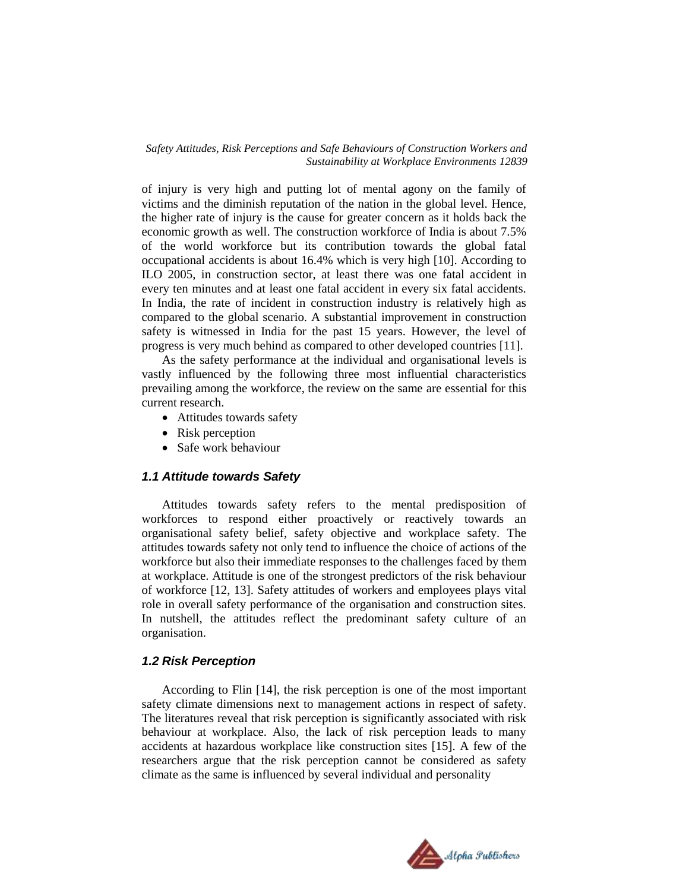of injury is very high and putting lot of mental agony on the family of victims and the diminish reputation of the nation in the global level. Hence, the higher rate of injury is the cause for greater concern as it holds back the economic growth as well. The construction workforce of India is about 7.5% of the world workforce but its contribution towards the global fatal occupational accidents is about 16.4% which is very high [10]. According to ILO 2005, in construction sector, at least there was one fatal accident in every ten minutes and at least one fatal accident in every six fatal accidents. In India, the rate of incident in construction industry is relatively high as compared to the global scenario. A substantial improvement in construction safety is witnessed in India for the past 15 years. However, the level of progress is very much behind as compared to other developed countries [11].

As the safety performance at the individual and organisational levels is vastly influenced by the following three most influential characteristics prevailing among the workforce, the review on the same are essential for this current research.

- Attitudes towards safety
- Risk perception
- Safe work behaviour

### *1.1 Attitude towards Safety*

Attitudes towards safety refers to the mental predisposition of workforces to respond either proactively or reactively towards an organisational safety belief, safety objective and workplace safety. The attitudes towards safety not only tend to influence the choice of actions of the workforce but also their immediate responses to the challenges faced by them at workplace. Attitude is one of the strongest predictors of the risk behaviour of workforce [12, 13]. Safety attitudes of workers and employees plays vital role in overall safety performance of the organisation and construction sites. In nutshell, the attitudes reflect the predominant safety culture of an organisation.

### *1.2 Risk Perception*

According to Flin [14], the risk perception is one of the most important safety climate dimensions next to management actions in respect of safety. The literatures reveal that risk perception is significantly associated with risk behaviour at workplace. Also, the lack of risk perception leads to many accidents at hazardous workplace like construction sites [15]. A few of the researchers argue that the risk perception cannot be considered as safety climate as the same is influenced by several individual and personality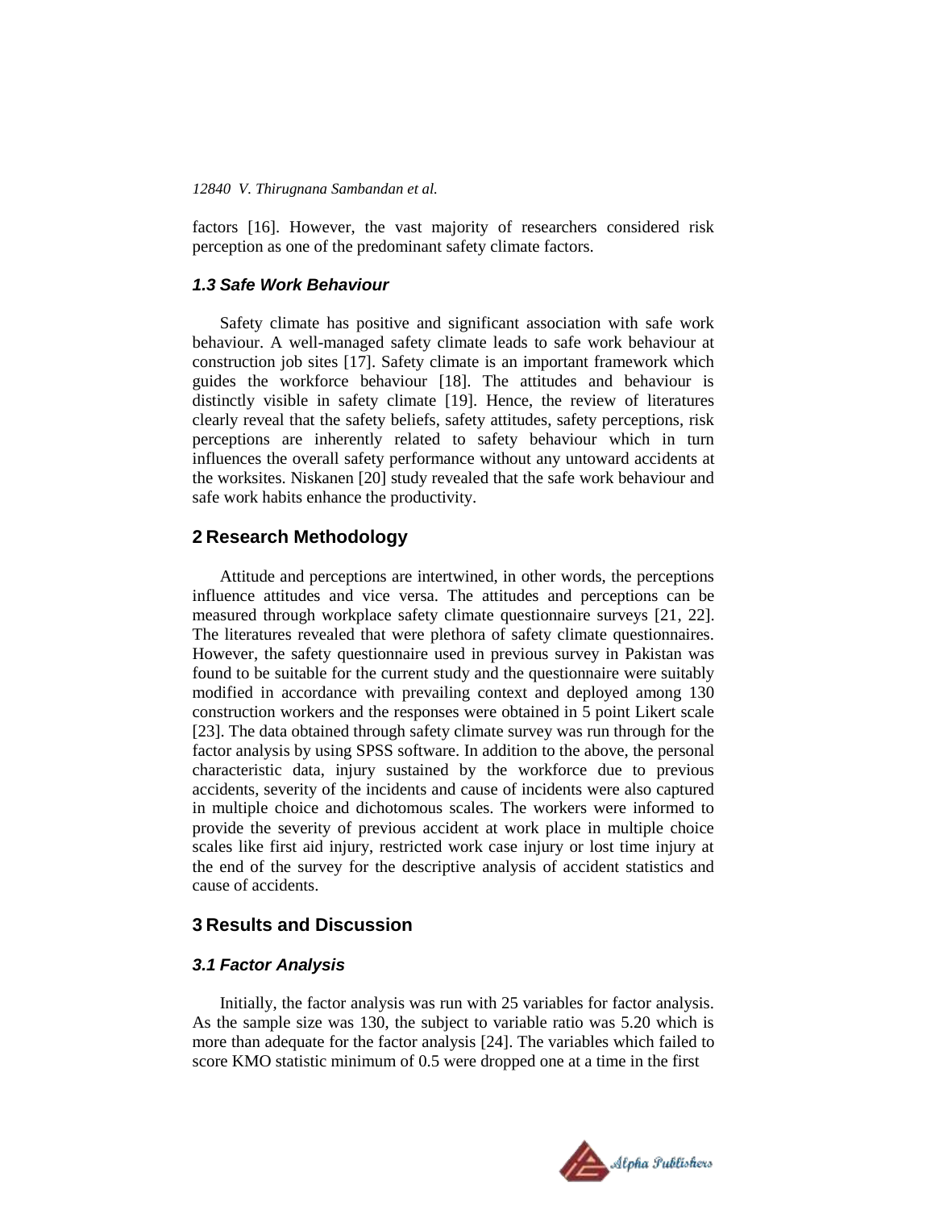factors [16]. However, the vast majority of researchers considered risk perception as one of the predominant safety climate factors.

### *1.3 Safe Work Behaviour*

Safety climate has positive and significant association with safe work behaviour. A well-managed safety climate leads to safe work behaviour at construction job sites [17]. Safety climate is an important framework which guides the workforce behaviour [18]. The attitudes and behaviour is distinctly visible in safety climate [19]. Hence, the review of literatures clearly reveal that the safety beliefs, safety attitudes, safety perceptions, risk perceptions are inherently related to safety behaviour which in turn influences the overall safety performance without any untoward accidents at the worksites. Niskanen [20] study revealed that the safe work behaviour and safe work habits enhance the productivity.

## 2 Research Methodology

Attitude and perceptions are intertwined, in other words, the perceptions influence attitudes and vice versa. The attitudes and perceptions can be measured through workplace safety climate questionnaire surveys [21, 22]. The literatures revealed that were plethora of safety climate questionnaires. However, the safety questionnaire used in previous survey in Pakistan was found to be suitable for the current study and the questionnaire were suitably modified in accordance with prevailing context and deployed among 130 construction workers and the responses were obtained in 5 point Likert scale [23]. The data obtained through safety climate survey was run through for the factor analysis by using SPSS software. In addition to the above, the personal characteristic data, injury sustained by the workforce due to previous accidents, severity of the incidents and cause of incidents were also captured in multiple choice and dichotomous scales. The workers were informed to provide the severity of previous accident at work place in multiple choice scales like first aid injury, restricted work case injury or lost time injury at the end of the survey for the descriptive analysis of accident statistics and cause of accidents.

## 3 Results and Discussion

### *3.1 Factor Analysis*

Initially, the factor analysis was run with 25 variables for factor analysis. As the sample size was 130, the subject to variable ratio was 5.20 which is more than adequate for the factor analysis [24]. The variables which failed to score KMO statistic minimum of 0.5 were dropped one at a time in the first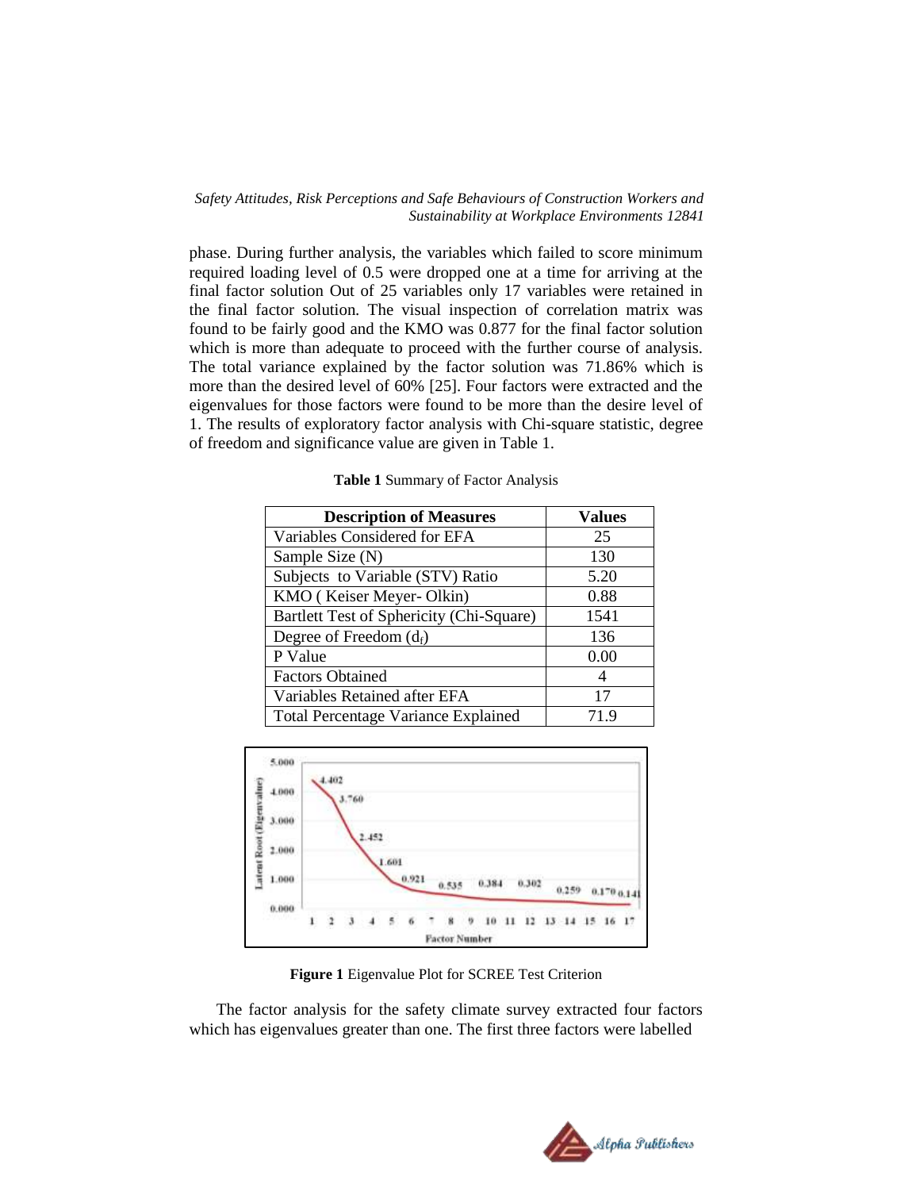phase. During further analysis, the variables which failed to score minimum required loading level of 0.5 were dropped one at a time for arriving at the final factor solution Out of 25 variables only 17 variables were retained in the final factor solution. The visual inspection of correlation matrix was found to be fairly good and the KMO was 0.877 for the final factor solution which is more than adequate to proceed with the further course of analysis. The total variance explained by the factor solution was 71.86% which is more than the desired level of 60% [25]. Four factors were extracted and the eigenvalues for those factors were found to be more than the desire level of 1. The results of exploratory factor analysis with Chi-square statistic, degree of freedom and significance value are given in Table 1.

**Table 1** Summary of Factor Analysis

| Description of Measures | Values |
| --- | --- |
| Variables Considered for EFA | 25 |
| Sample Size (N) | 130 |
| Subjects to Variable (STV) Ratio | 5.20 |
| KMO ( Keiser Meyer- Olkin) | 0.88 |
| Bartlett Test of Sphericity (Chi-Square) | 1541 |
| Degree of Freedom ($d_f$) | 136 |
| P Value | 0.00 |
| Factors Obtained | 4 |
| Variables Retained after EFA | 17 |
| Total Percentage Variance Explained | 71.9 |

**Figure 1** Eigenvalue Plot for SCREE Test Criterion

The factor analysis for the safety climate survey extracted four factors which has eigenvalues greater than one. The first three factors were labelled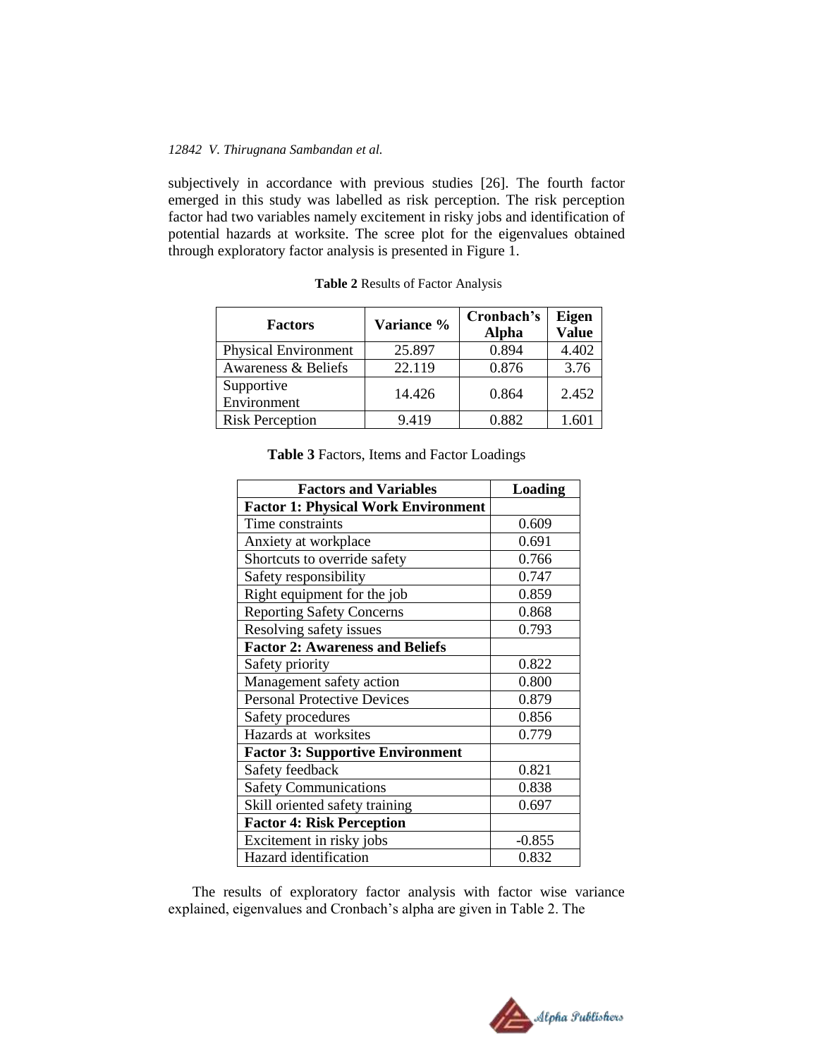subjectively in accordance with previous studies [26]. The fourth factor emerged in this study was labelled as risk perception. The risk perception factor had two variables namely excitement in risky jobs and identification of potential hazards at worksite. The scree plot for the eigenvalues obtained through exploratory factor analysis is presented in Figure 1.

**Table 2** Results of Factor Analysis

| Factors | Variance % | Cronbach's Alpha | Eigen Value |
|---|---|---|---|
| Physical Environment | 25.897 | 0.894 | 4.402 |
| Awareness & Beliefs | 22.119 | 0.876 | 3.76 |
| Supportive Environment | 14.426 | 0.864 | 2.452 |
| Risk Perception | 9.419 | 0.882 | 1.601 |

**Table 3** Factors, Items and Factor Loadings

| Factors and Variables | Loading |
|---|---|
| **Factor 1: Physical Work Environment** | |
| Time constraints | 0.609 |
| Anxiety at workplace | 0.691 |
| Shortcuts to override safety | 0.766 |
| Safety responsibility | 0.747 |
| Right equipment for the job | 0.859 |
| Reporting Safety Concerns | 0.868 |
| Resolving safety issues | 0.793 |
| **Factor 2: Awareness and Beliefs** | |
| Safety priority | 0.822 |
| Management safety action | 0.800 |
| Personal Protective Devices | 0.879 |
| Safety procedures | 0.856 |
| Hazards at worksites | 0.779 |
| **Factor 3: Supportive Environment** | |
| Safety feedback | 0.821 |
| Safety Communications | 0.838 |
| Skill oriented safety training | 0.697 |
| **Factor 4: Risk Perception** | |
| Excitement in risky jobs | -0.855 |
| Hazard identification | 0.832 |

The results of exploratory factor analysis with factor wise variance explained, eigenvalues and Cronbach's alpha are given in Table 2. The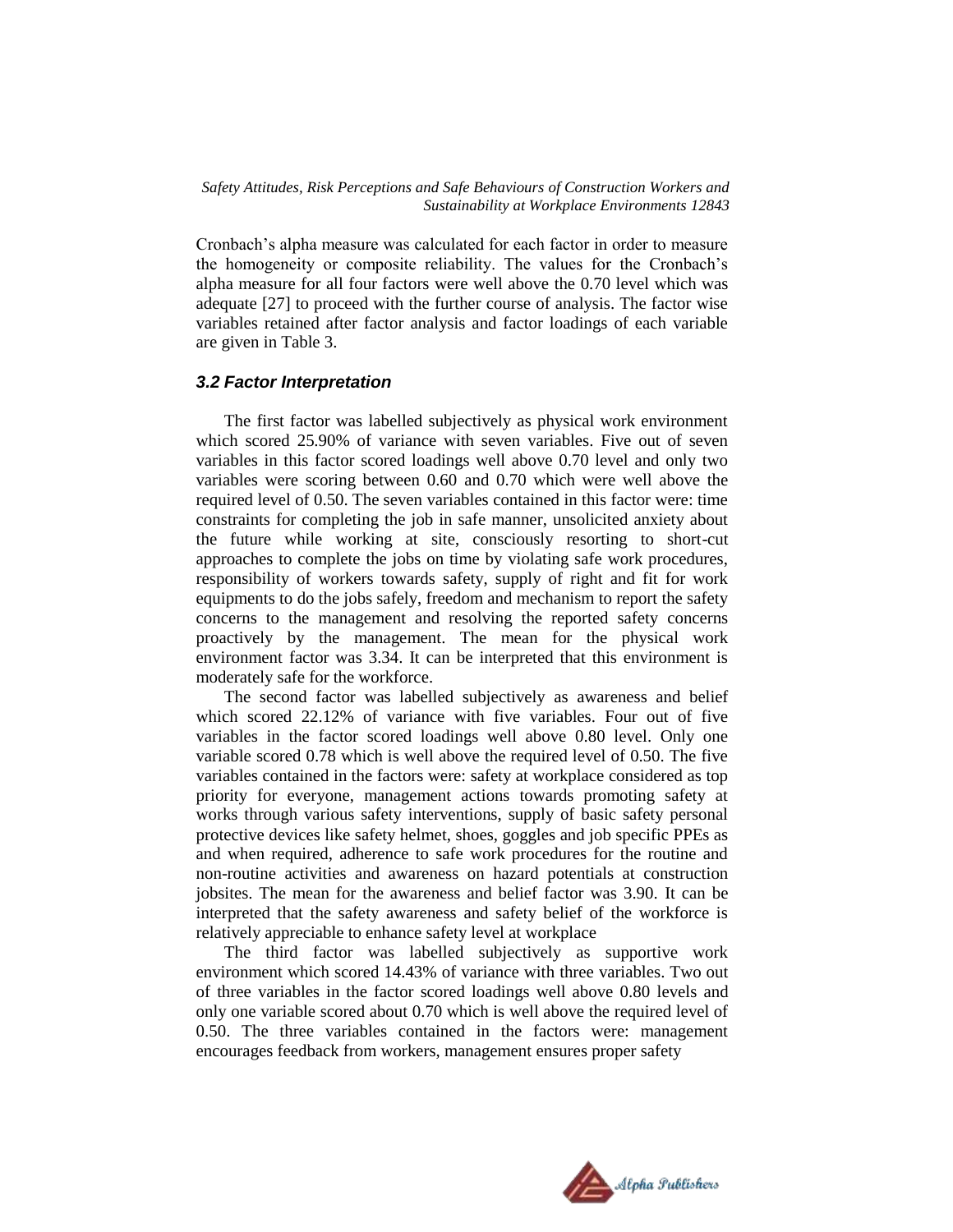Cronbach's alpha measure was calculated for each factor in order to measure the homogeneity or composite reliability. The values for the Cronbach's alpha measure for all four factors were well above the 0.70 level which was adequate [27] to proceed with the further course of analysis. The factor wise variables retained after factor analysis and factor loadings of each variable are given in Table 3.

### *3.2 Factor Interpretation*

The first factor was labelled subjectively as physical work environment which scored 25.90% of variance with seven variables. Five out of seven variables in this factor scored loadings well above 0.70 level and only two variables were scoring between 0.60 and 0.70 which were well above the required level of 0.50. The seven variables contained in this factor were: time constraints for completing the job in safe manner, unsolicited anxiety about the future while working at site, consciously resorting to short-cut approaches to complete the jobs on time by violating safe work procedures, responsibility of workers towards safety, supply of right and fit for work equipments to do the jobs safely, freedom and mechanism to report the safety concerns to the management and resolving the reported safety concerns proactively by the management. The mean for the physical work environment factor was 3.34. It can be interpreted that this environment is moderately safe for the workforce.

The second factor was labelled subjectively as awareness and belief which scored 22.12% of variance with five variables. Four out of five variables in the factor scored loadings well above 0.80 level. Only one variable scored 0.78 which is well above the required level of 0.50. The five variables contained in the factors were: safety at workplace considered as top priority for everyone, management actions towards promoting safety at works through various safety interventions, supply of basic safety personal protective devices like safety helmet, shoes, goggles and job specific PPEs as and when required, adherence to safe work procedures for the routine and non-routine activities and awareness on hazard potentials at construction jobsites. The mean for the awareness and belief factor was 3.90. It can be interpreted that the safety awareness and safety belief of the workforce is relatively appreciable to enhance safety level at workplace

The third factor was labelled subjectively as supportive work environment which scored 14.43% of variance with three variables. Two out of three variables in the factor scored loadings well above 0.80 levels and only one variable scored about 0.70 which is well above the required level of 0.50. The three variables contained in the factors were: management encourages feedback from workers, management ensures proper safety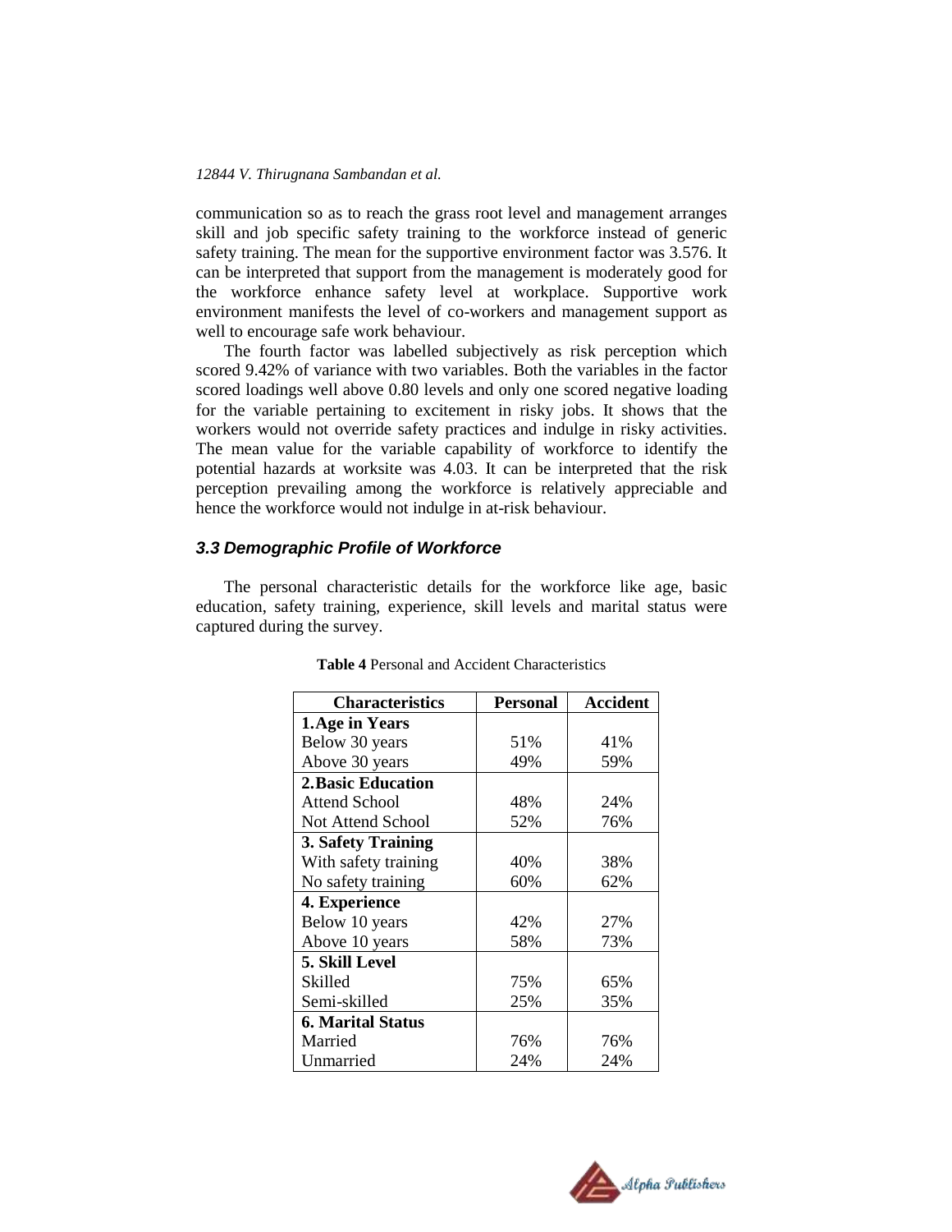communication so as to reach the grass root level and management arranges skill and job specific safety training to the workforce instead of generic safety training. The mean for the supportive environment factor was 3.576. It can be interpreted that support from the management is moderately good for the workforce enhance safety level at workplace. Supportive work environment manifests the level of co-workers and management support as well to encourage safe work behaviour.

The fourth factor was labelled subjectively as risk perception which scored 9.42% of variance with two variables. Both the variables in the factor scored loadings well above 0.80 levels and only one scored negative loading for the variable pertaining to excitement in risky jobs. It shows that the workers would not override safety practices and indulge in risky activities. The mean value for the variable capability of workforce to identify the potential hazards at worksite was 4.03. It can be interpreted that the risk perception prevailing among the workforce is relatively appreciable and hence the workforce would not indulge in at-risk behaviour.

### 3.3 Demographic Profile of Workforce

The personal characteristic details for the workforce like age, basic education, safety training, experience, skill levels and marital status were captured during the survey.

**Table 4** Personal and Accident Characteristics

| Characteristics | Personal | Accident |
|---|---|---|
| **1. Age in Years** | | |
| Below 30 years | 51% | 41% |
| Above 30 years | 49% | 59% |
| **2. Basic Education** | | |
| Attend School | 48% | 24% |
| Not Attend School | 52% | 76% |
| **3. Safety Training** | | |
| With safety training | 40% | 38% |
| No safety training | 60% | 62% |
| **4. Experience** | | |
| Below 10 years | 42% | 27% |
| Above 10 years | 58% | 73% |
| **5. Skill Level** | | |
| Skilled | 75% | 65% |
| Semi-skilled | 25% | 35% |
| **6. Marital Status** | | |
| Married | 76% | 76% |
| Unmarried | 24% | 24% |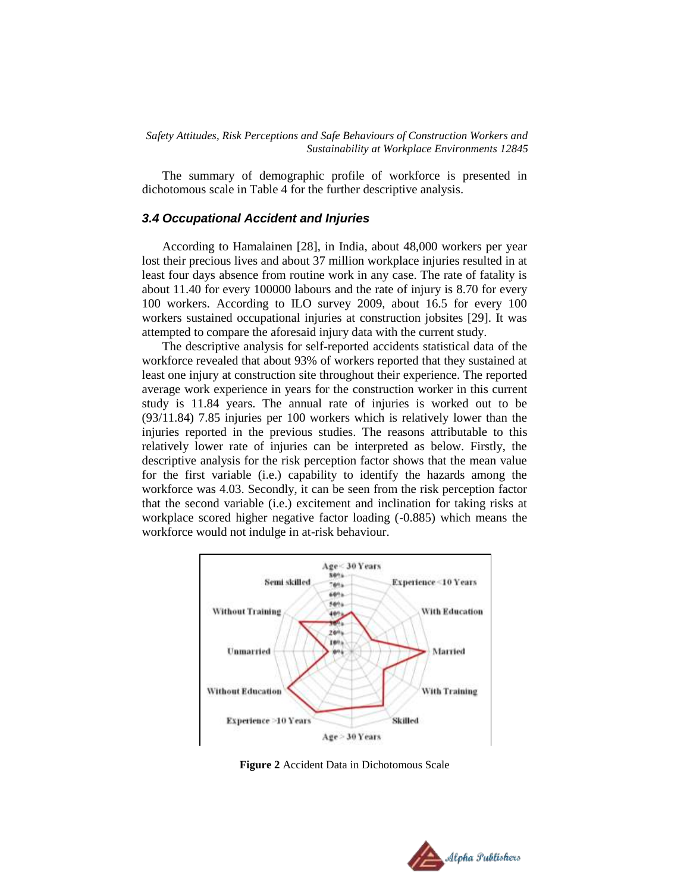The summary of demographic profile of workforce is presented in dichotomous scale in Table 4 for the further descriptive analysis.

### *3.4 Occupational Accident and Injuries*

According to Hamalainen [28], in India, about 48,000 workers per year lost their precious lives and about 37 million workplace injuries resulted in at least four days absence from routine work in any case. The rate of fatality is about 11.40 for every 100000 labours and the rate of injury is 8.70 for every 100 workers. According to ILO survey 2009, about 16.5 for every 100 workers sustained occupational injuries at construction jobsites [29]. It was attempted to compare the aforesaid injury data with the current study.

The descriptive analysis for self-reported accidents statistical data of the workforce revealed that about 93% of workers reported that they sustained at least one injury at construction site throughout their experience. The reported average work experience in years for the construction worker in this current study is 11.84 years. The annual rate of injuries is worked out to be (93/11.84) 7.85 injuries per 100 workers which is relatively lower than the injuries reported in the previous studies. The reasons attributable to this relatively lower rate of injuries can be interpreted as below. Firstly, the descriptive analysis for the risk perception factor shows that the mean value for the first variable (i.e.) capability to identify the hazards among the workforce was 4.03. Secondly, it can be seen from the risk perception factor that the second variable (i.e.) excitement and inclination for taking risks at workplace scored higher negative factor loading (-0.885) which means the workforce would not indulge in at-risk behaviour.

**Figure 2** Accident Data in Dichotomous Scale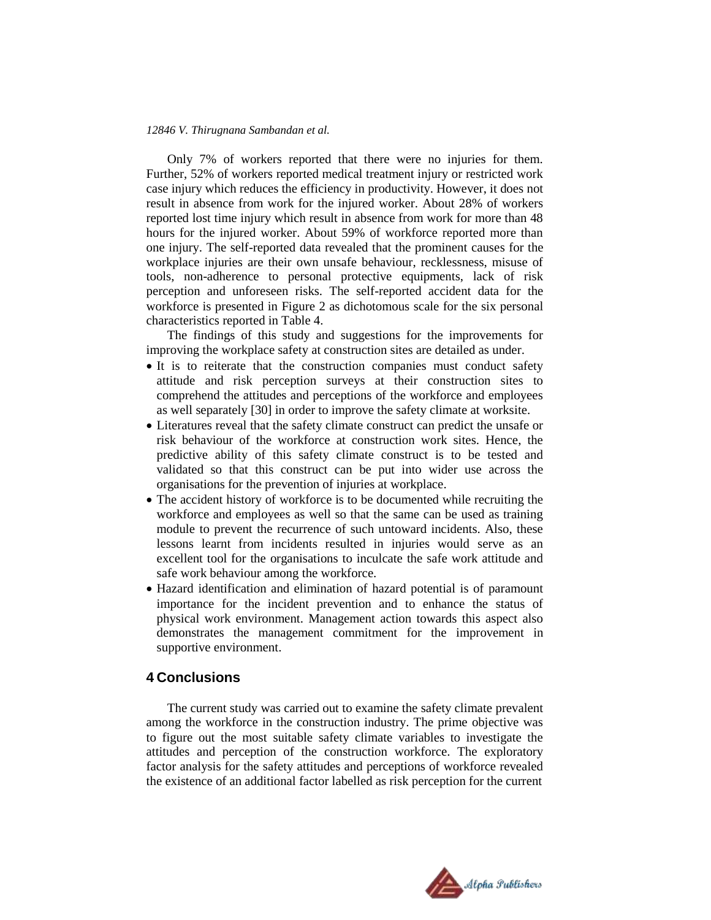Only 7% of workers reported that there were no injuries for them. Further, 52% of workers reported medical treatment injury or restricted work case injury which reduces the efficiency in productivity. However, it does not result in absence from work for the injured worker. About 28% of workers reported lost time injury which result in absence from work for more than 48 hours for the injured worker. About 59% of workforce reported more than one injury. The self-reported data revealed that the prominent causes for the workplace injuries are their own unsafe behaviour, recklessness, misuse of tools, non-adherence to personal protective equipments, lack of risk perception and unforeseen risks. The self-reported accident data for the workforce is presented in Figure 2 as dichotomous scale for the six personal characteristics reported in Table 4.

The findings of this study and suggestions for the improvements for improving the workplace safety at construction sites are detailed as under.

- It is to reiterate that the construction companies must conduct safety attitude and risk perception surveys at their construction sites to comprehend the attitudes and perceptions of the workforce and employees as well separately [30] in order to improve the safety climate at worksite.
- Literatures reveal that the safety climate construct can predict the unsafe or risk behaviour of the workforce at construction work sites. Hence, the predictive ability of this safety climate construct is to be tested and validated so that this construct can be put into wider use across the organisations for the prevention of injuries at workplace.
- The accident history of workforce is to be documented while recruiting the workforce and employees as well so that the same can be used as training module to prevent the recurrence of such untoward incidents. Also, these lessons learnt from incidents resulted in injuries would serve as an excellent tool for the organisations to inculcate the safe work attitude and safe work behaviour among the workforce.
- Hazard identification and elimination of hazard potential is of paramount importance for the incident prevention and to enhance the status of physical work environment. Management action towards this aspect also demonstrates the management commitment for the improvement in supportive environment.

## 4 Conclusions

The current study was carried out to examine the safety climate prevalent among the workforce in the construction industry. The prime objective was to figure out the most suitable safety climate variables to investigate the attitudes and perception of the construction workforce. The exploratory factor analysis for the safety attitudes and perceptions of workforce revealed the existence of an additional factor labelled as risk perception for the current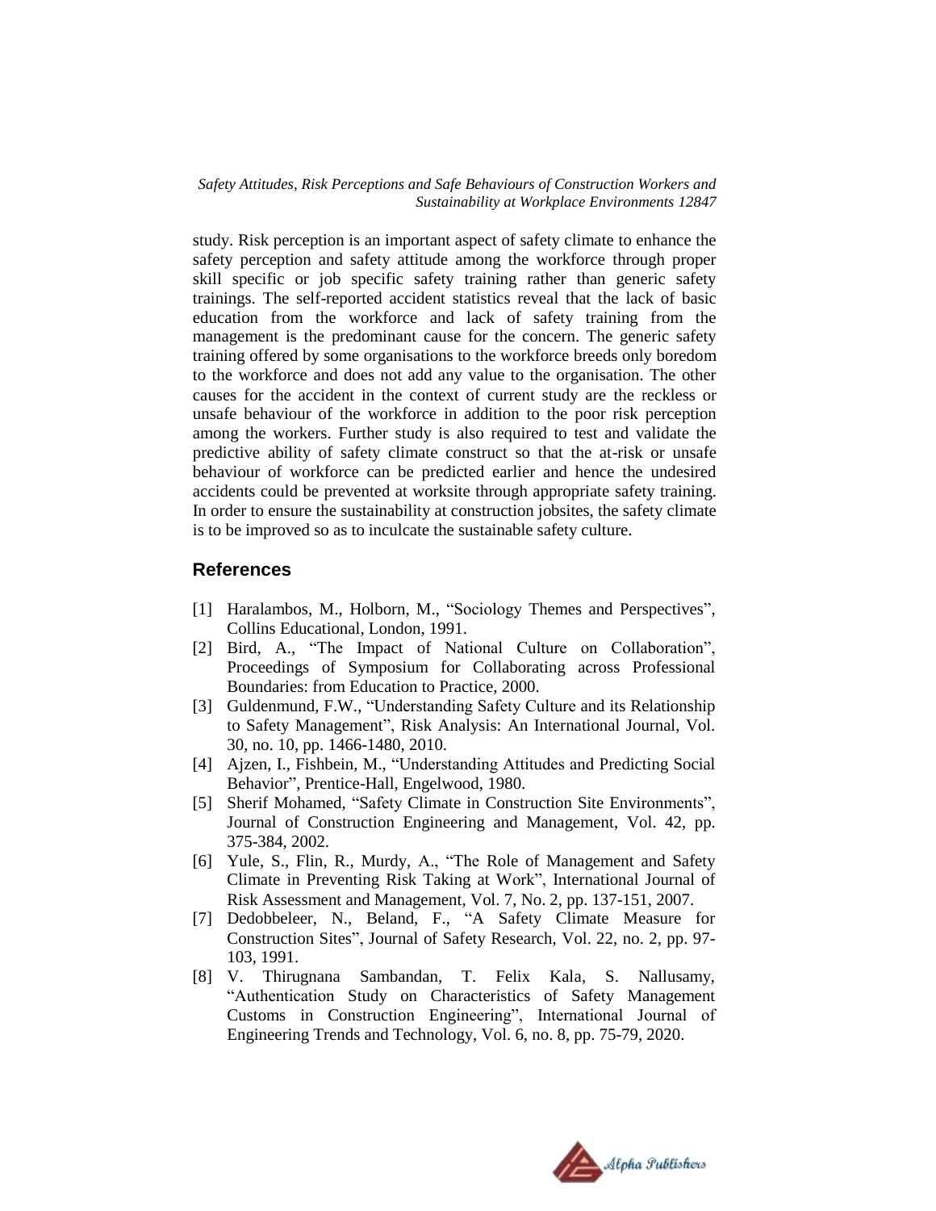study. Risk perception is an important aspect of safety climate to enhance the safety perception and safety attitude among the workforce through proper skill specific or job specific safety training rather than generic safety trainings. The self-reported accident statistics reveal that the lack of basic education from the workforce and lack of safety training from the management is the predominant cause for the concern. The generic safety training offered by some organisations to the workforce breeds only boredom to the workforce and does not add any value to the organisation. The other causes for the accident in the context of current study are the reckless or unsafe behaviour of the workforce in addition to the poor risk perception among the workers. Further study is also required to test and validate the predictive ability of safety climate construct so that the at-risk or unsafe behaviour of workforce can be predicted earlier and hence the undesired accidents could be prevented at worksite through appropriate safety training. In order to ensure the sustainability at construction jobsites, the safety climate is to be improved so as to inculcate the sustainable safety culture.

## References

[1] Haralambos, M., Holborn, M., "Sociology Themes and Perspectives", Collins Educational, London, 1991.

[2] Bird, A., "The Impact of National Culture on Collaboration", Proceedings of Symposium for Collaborating across Professional Boundaries: from Education to Practice, 2000.

[3] Guldenmund, F.W., "Understanding Safety Culture and its Relationship to Safety Management", Risk Analysis: An International Journal, Vol. 30, no. 10, pp. 1466-1480, 2010.

[4] Ajzen, I., Fishbein, M., "Understanding Attitudes and Predicting Social Behavior", Prentice-Hall, Engelwood, 1980.

[5] Sherif Mohamed, "Safety Climate in Construction Site Environments", Journal of Construction Engineering and Management, Vol. 42, pp. 375-384, 2002.

[6] Yule, S., Flin, R., Murdy, A., "The Role of Management and Safety Climate in Preventing Risk Taking at Work", International Journal of Risk Assessment and Management, Vol. 7, No. 2, pp. 137-151, 2007.

[7] Dedobbeleer, N., Beland, F., "A Safety Climate Measure for Construction Sites", Journal of Safety Research, Vol. 22, no. 2, pp. 97-103, 1991.

[8] V. Thirugnana Sambandan, T. Felix Kala, S. Nallusamy, "Authentication Study on Characteristics of Safety Management Customs in Construction Engineering", International Journal of Engineering Trends and Technology, Vol. 6, no. 8, pp. 75-79, 2020.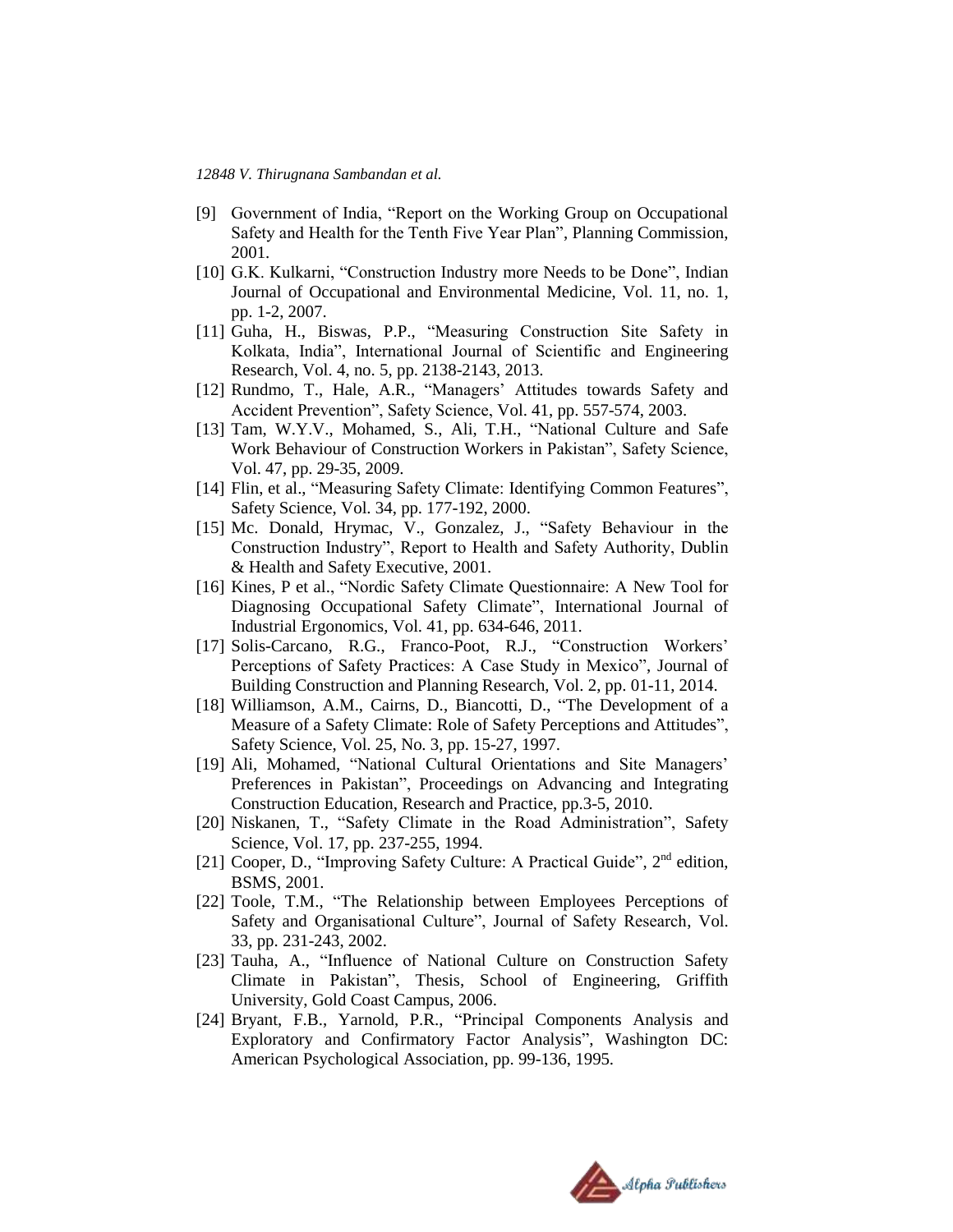[9] Government of India, "Report on the Working Group on Occupational Safety and Health for the Tenth Five Year Plan", Planning Commission, 2001.

[10] G.K. Kulkarni, "Construction Industry more Needs to be Done", Indian Journal of Occupational and Environmental Medicine, Vol. 11, no. 1, pp. 1-2, 2007.

[11] Guha, H., Biswas, P.P., "Measuring Construction Site Safety in Kolkata, India", International Journal of Scientific and Engineering Research, Vol. 4, no. 5, pp. 2138-2143, 2013.

[12] Rundmo, T., Hale, A.R., "Managers' Attitudes towards Safety and Accident Prevention", Safety Science, Vol. 41, pp. 557-574, 2003.

[13] Tam, W.Y.V., Mohamed, S., Ali, T.H., "National Culture and Safe Work Behaviour of Construction Workers in Pakistan", Safety Science, Vol. 47, pp. 29-35, 2009.

[14] Flin, et al., "Measuring Safety Climate: Identifying Common Features", Safety Science, Vol. 34, pp. 177-192, 2000.

[15] Mc. Donald, Hrymac, V., Gonzalez, J., "Safety Behaviour in the Construction Industry", Report to Health and Safety Authority, Dublin & Health and Safety Executive, 2001.

[16] Kines, P et al., "Nordic Safety Climate Questionnaire: A New Tool for Diagnosing Occupational Safety Climate", International Journal of Industrial Ergonomics, Vol. 41, pp. 634-646, 2011.

[17] Solis-Carcano, R.G., Franco-Poot, R.J., "Construction Workers' Perceptions of Safety Practices: A Case Study in Mexico", Journal of Building Construction and Planning Research, Vol. 2, pp. 01-11, 2014.

[18] Williamson, A.M., Cairns, D., Biancotti, D., "The Development of a Measure of a Safety Climate: Role of Safety Perceptions and Attitudes", Safety Science, Vol. 25, No. 3, pp. 15-27, 1997.

[19] Ali, Mohamed, "National Cultural Orientations and Site Managers' Preferences in Pakistan", Proceedings on Advancing and Integrating Construction Education, Research and Practice, pp.3-5, 2010.

[20] Niskanen, T., "Safety Climate in the Road Administration", Safety Science, Vol. 17, pp. 237-255, 1994.

[21] Cooper, D., "Improving Safety Culture: A Practical Guide", 2nd edition, BSMS, 2001.

[22] Toole, T.M., "The Relationship between Employees Perceptions of Safety and Organisational Culture", Journal of Safety Research, Vol. 33, pp. 231-243, 2002.

[23] Tauha, A., "Influence of National Culture on Construction Safety Climate in Pakistan", Thesis, School of Engineering, Griffith University, Gold Coast Campus, 2006.

[24] Bryant, F.B., Yarnold, P.R., "Principal Components Analysis and Exploratory and Confirmatory Factor Analysis", Washington DC: American Psychological Association, pp. 99-136, 1995.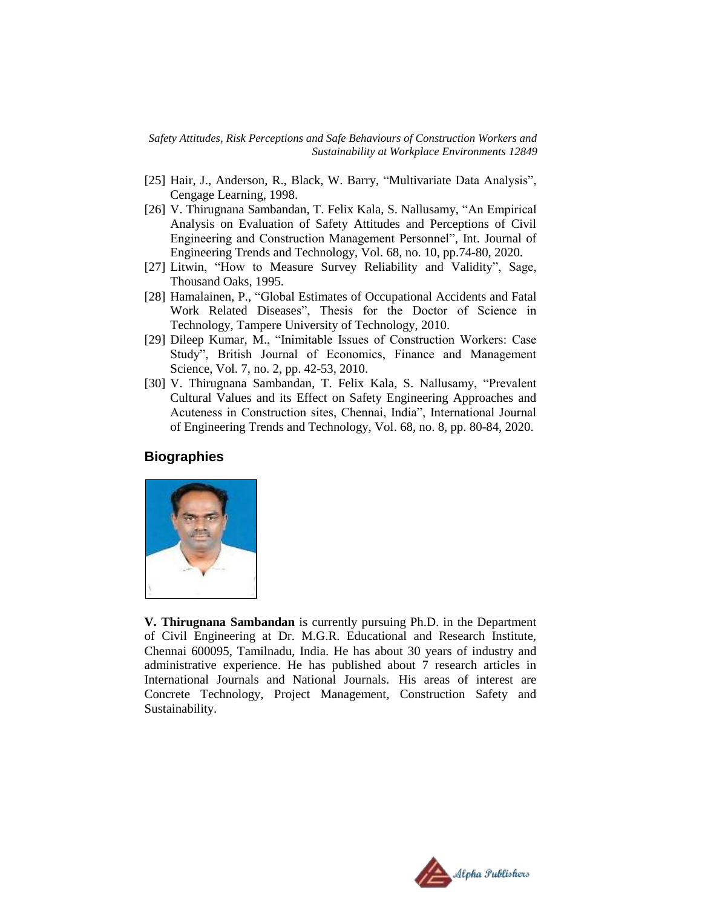[25] Hair, J., Anderson, R., Black, W. Barry, "Multivariate Data Analysis", Cengage Learning, 1998.

[26] V. Thirugnana Sambandan, T. Felix Kala, S. Nallusamy, "An Empirical Analysis on Evaluation of Safety Attitudes and Perceptions of Civil Engineering and Construction Management Personnel", Int. Journal of Engineering Trends and Technology, Vol. 68, no. 10, pp.74-80, 2020.

[27] Litwin, "How to Measure Survey Reliability and Validity", Sage, Thousand Oaks, 1995.

[28] Hamalainen, P., "Global Estimates of Occupational Accidents and Fatal Work Related Diseases", Thesis for the Doctor of Science in Technology, Tampere University of Technology, 2010.

[29] Dileep Kumar, M., "Inimitable Issues of Construction Workers: Case Study", British Journal of Economics, Finance and Management Science, Vol. 7, no. 2, pp. 42-53, 2010.

[30] V. Thirugnana Sambandan, T. Felix Kala, S. Nallusamy, "Prevalent Cultural Values and its Effect on Safety Engineering Approaches and Acuteness in Construction sites, Chennai, India", International Journal of Engineering Trends and Technology, Vol. 68, no. 8, pp. 80-84, 2020.

## Biographies

**V. Thirugnana Sambandan** is currently pursuing Ph.D. in the Department of Civil Engineering at Dr. M.G.R. Educational and Research Institute, Chennai 600095, Tamilnadu, India. He has about 30 years of industry and administrative experience. He has published about 7 research articles in International Journals and National Journals. His areas of interest are Concrete Technology, Project Management, Construction Safety and Sustainability.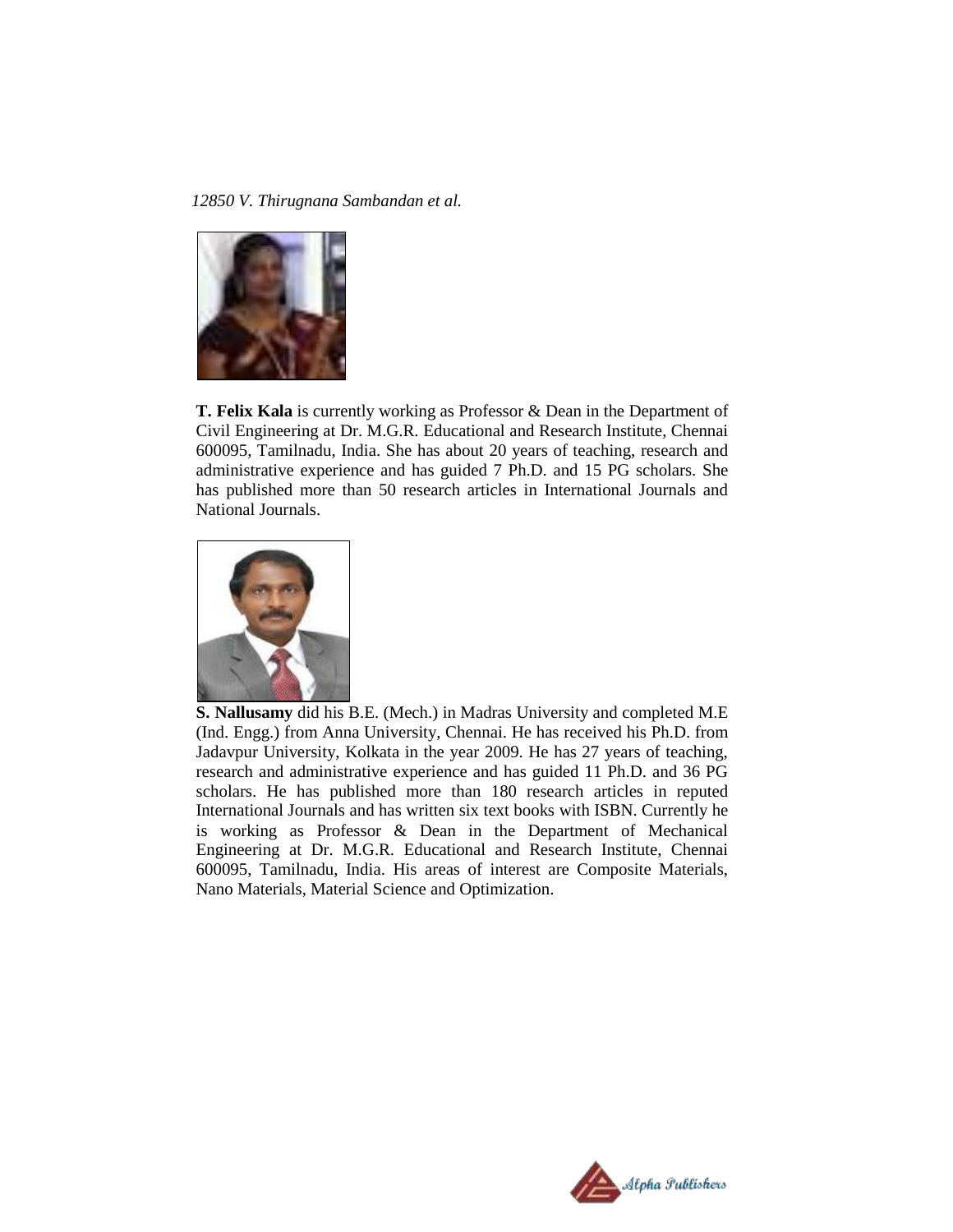**T. Felix Kala** is currently working as Professor & Dean in the Department of Civil Engineering at Dr. M.G.R. Educational and Research Institute, Chennai 600095, Tamilnadu, India. She has about 20 years of teaching, research and administrative experience and has guided 7 Ph.D. and 15 PG scholars. She has published more than 50 research articles in International Journals and National Journals.

**S. Nallusamy** did his B.E. (Mech.) in Madras University and completed M.E (Ind. Engg.) from Anna University, Chennai. He has received his Ph.D. from Jadavpur University, Kolkata in the year 2009. He has 27 years of teaching, research and administrative experience and has guided 11 Ph.D. and 36 PG scholars. He has published more than 180 research articles in reputed International Journals and has written six text books with ISBN. Currently he is working as Professor & Dean in the Department of Mechanical Engineering at Dr. M.G.R. Educational and Research Institute, Chennai 600095, Tamilnadu, India. His areas of interest are Composite Materials, Nano Materials, Material Science and Optimization.